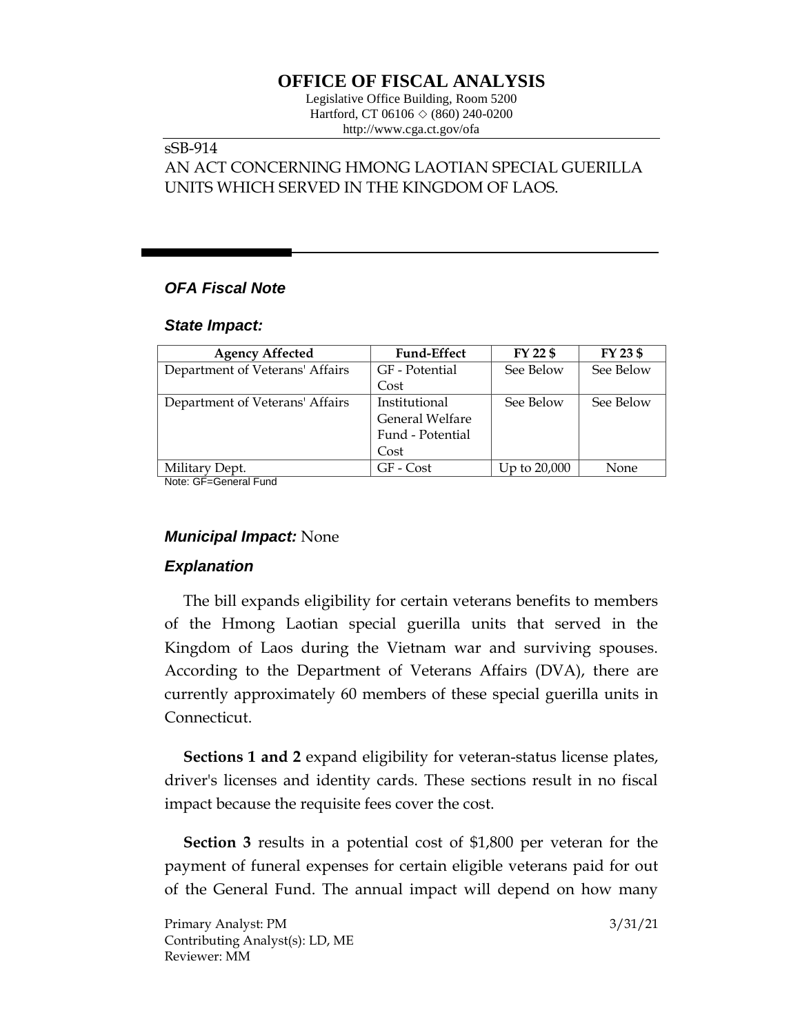# OFFICE OF FISCAL ANALYSIS

Legislative Office Building, Room 5200
Hartford, CT 06106 ◇ (860) 240-0200
http://www.cga.ct.gov/ofa

sSB-914
AN ACT CONCERNING HMONG LAOTIAN SPECIAL GUERILLA UNITS WHICH SERVED IN THE KINGDOM OF LAOS.

### *OFA Fiscal Note*

### *State Impact:*

| Agency Affected | Fund-Effect | FY 22 $ | FY 23 $ |
|---|---|---|---|
| Department of Veterans' Affairs | GF - Potential Cost | See Below | See Below |
| Department of Veterans' Affairs | Institutional General Welfare Fund - Potential Cost | See Below | See Below |
| Military Dept. | GF - Cost | Up to 20,000 | None |

Note: GF=General Fund

***Municipal Impact:*** None

### *Explanation*

The bill expands eligibility for certain veterans benefits to members of the Hmong Laotian special guerilla units that served in the Kingdom of Laos during the Vietnam war and surviving spouses. According to the Department of Veterans Affairs (DVA), there are currently approximately 60 members of these special guerilla units in Connecticut.

**Sections 1 and 2** expand eligibility for veteran-status license plates, driver's licenses and identity cards. These sections result in no fiscal impact because the requisite fees cover the cost.

**Section 3** results in a potential cost of $1,800 per veteran for the payment of funeral expenses for certain eligible veterans paid for out of the General Fund. The annual impact will depend on how many

Primary Analyst: PM
Contributing Analyst(s): LD, ME
Reviewer: MM

3/31/21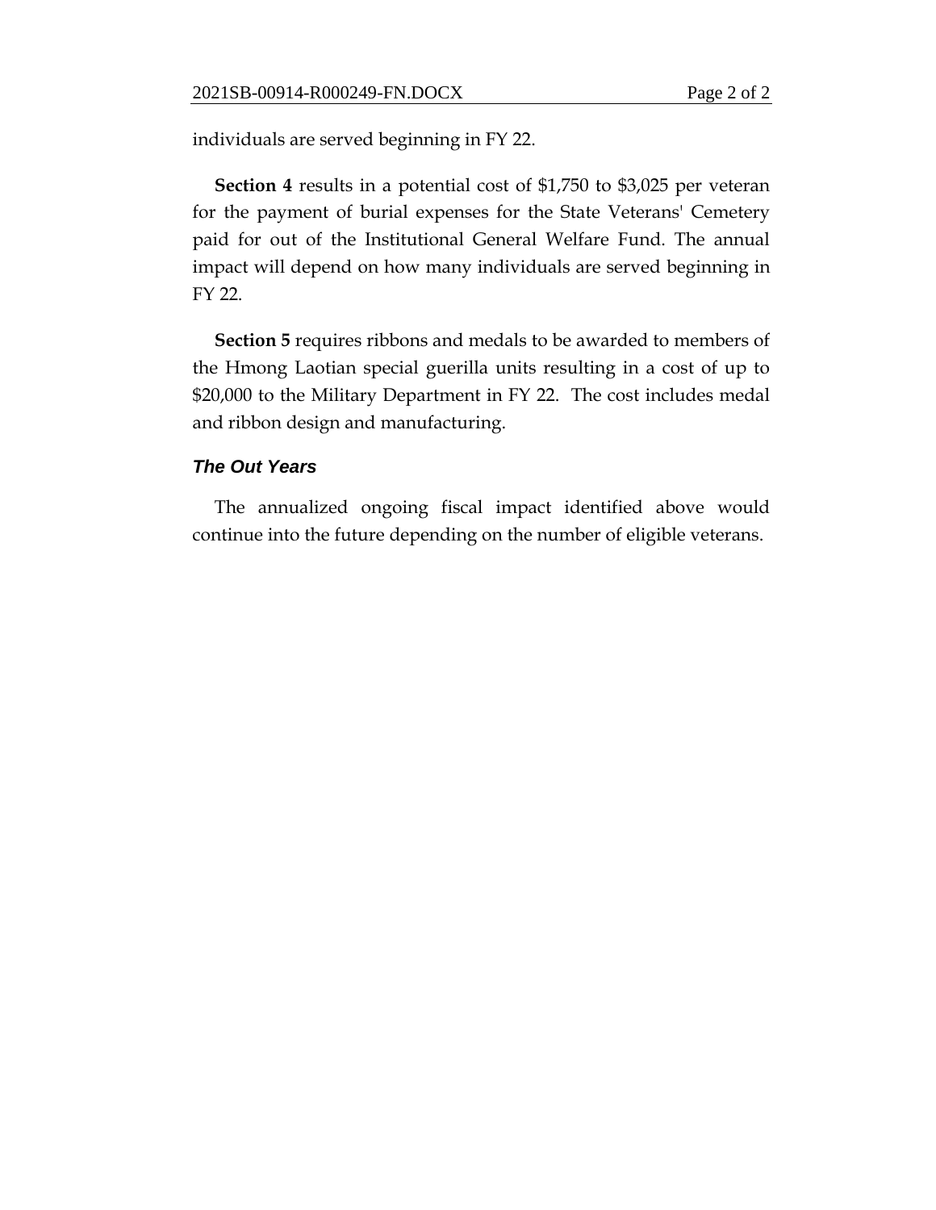individuals are served beginning in FY 22.

**Section 4** results in a potential cost of $1,750 to $3,025 per veteran for the payment of burial expenses for the State Veterans' Cemetery paid for out of the Institutional General Welfare Fund. The annual impact will depend on how many individuals are served beginning in FY 22.

**Section 5** requires ribbons and medals to be awarded to members of the Hmong Laotian special guerilla units resulting in a cost of up to $20,000 to the Military Department in FY 22. The cost includes medal and ribbon design and manufacturing.

### *The Out Years*

The annualized ongoing fiscal impact identified above would continue into the future depending on the number of eligible veterans.